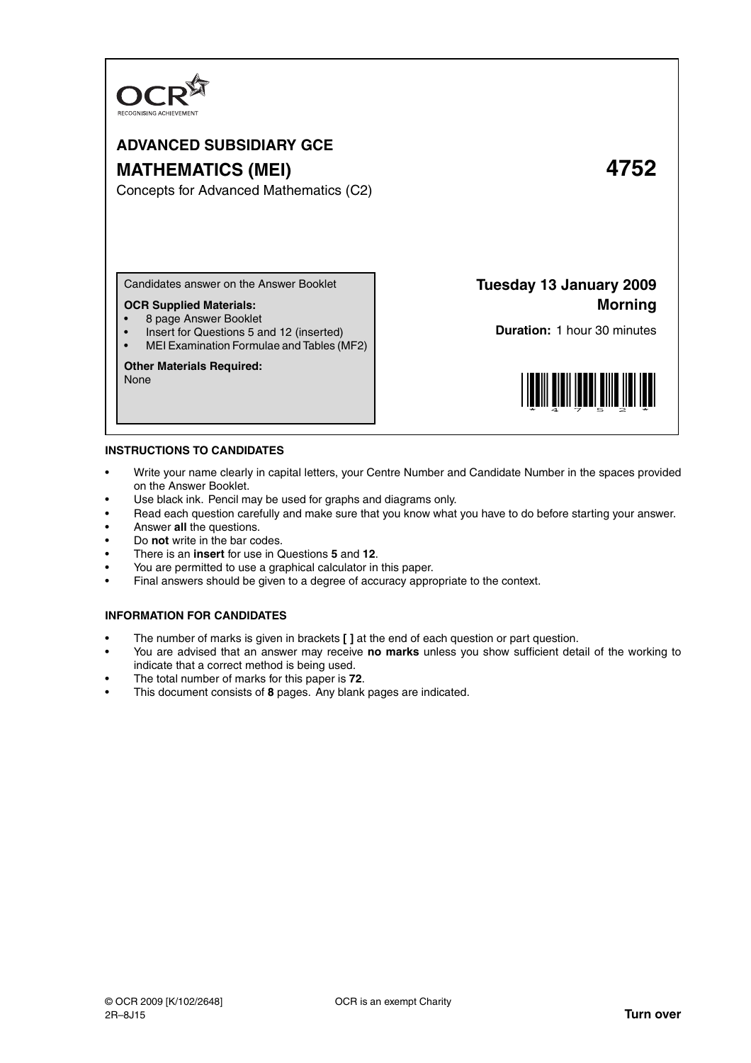OCR
RECOGNISING ACHIEVEMENT

# ADVANCED SUBSIDIARY GCE

# MATHEMATICS (MEI) 4752

Concepts for Advanced Mathematics (C2)

Candidates answer on the Answer Booklet

**OCR Supplied Materials:**
- 8 page Answer Booklet
- Insert for Questions 5 and 12 (inserted)
- MEI Examination Formulae and Tables (MF2)

**Other Materials Required:**
None

**Tuesday 13 January 2009**
**Morning**

**Duration:** 1 hour 30 minutes

## INSTRUCTIONS TO CANDIDATES

- Write your name clearly in capital letters, your Centre Number and Candidate Number in the spaces provided on the Answer Booklet.
- Use black ink. Pencil may be used for graphs and diagrams only.
- Read each question carefully and make sure that you know what you have to do before starting your answer.
- Answer **all** the questions.
- Do **not** write in the bar codes.
- There is an **insert** for use in Questions **5** and **12**.
- You are permitted to use a graphical calculator in this paper.
- Final answers should be given to a degree of accuracy appropriate to the context.

## INFORMATION FOR CANDIDATES

- The number of marks is given in brackets **[ ]** at the end of each question or part question.
- You are advised that an answer may receive **no marks** unless you show sufficient detail of the working to indicate that a correct method is being used.
- The total number of marks for this paper is **72**.
- This document consists of **8** pages. Any blank pages are indicated.

© OCR 2009 [K/102/2648] OCR is an exempt Charity
2R–8J15

**Turn over**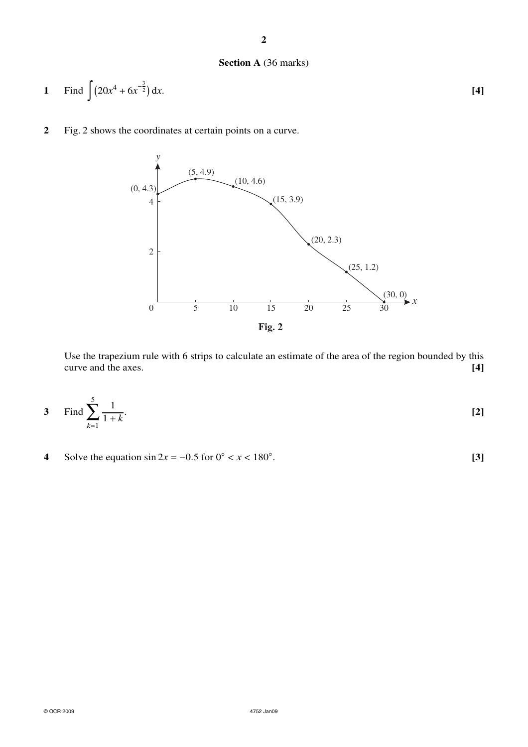**Section A** (36 marks)

**1** Find $\int \left(20x^4 + 6x^{-\frac{3}{2}}\right) \mathrm{d}x$. **[4]**

**2** Fig. 2 shows the coordinates at certain points on a curve.

Fig. 2

Use the trapezium rule with 6 strips to calculate an estimate of the area of the region bounded by this curve and the axes. **[4]**

**3** Find $\sum_{k=1}^{5} \frac{1}{1+k}$. **[2]**

**4** Solve the equation $\sin 2x = -0.5$ for $0° < x < 180°$. **[3]**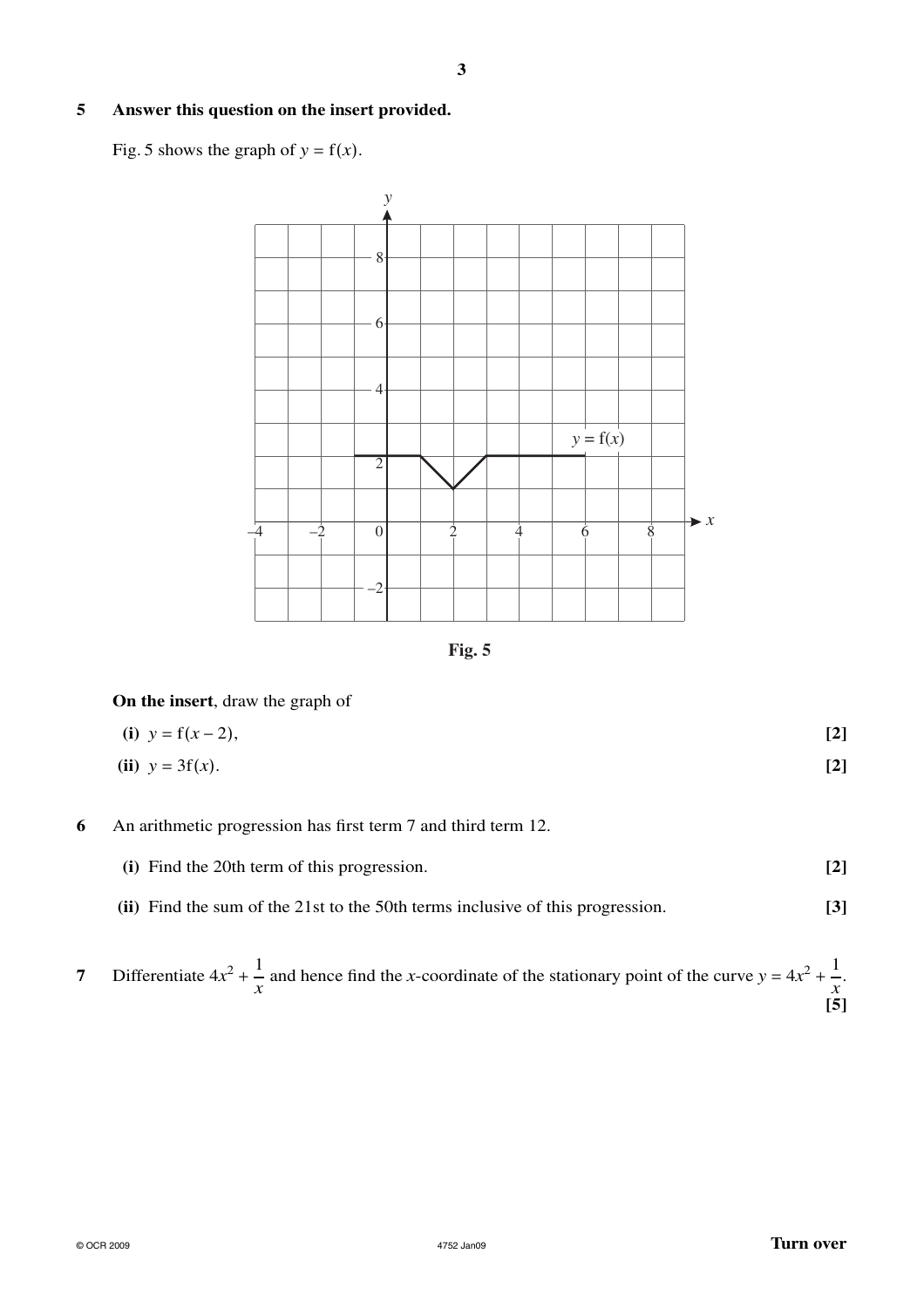**5** **Answer this question on the insert provided.**

Fig. 5 shows the graph of $y = \mathrm{f}(x)$.

Fig. 5

**On the insert**, draw the graph of

**(i)** $y = \mathrm{f}(x - 2)$, **[2]**

**(ii)** $y = 3\mathrm{f}(x)$. **[2]**

**6** An arithmetic progression has first term 7 and third term 12.

**(i)** Find the 20th term of this progression. **[2]**

**(ii)** Find the sum of the 21st to the 50th terms inclusive of this progression. **[3]**

**7** Differentiate $4x^2 + \frac{1}{x}$ and hence find the $x$-coordinate of the stationary point of the curve $y = 4x^2 + \frac{1}{x}$. **[5]**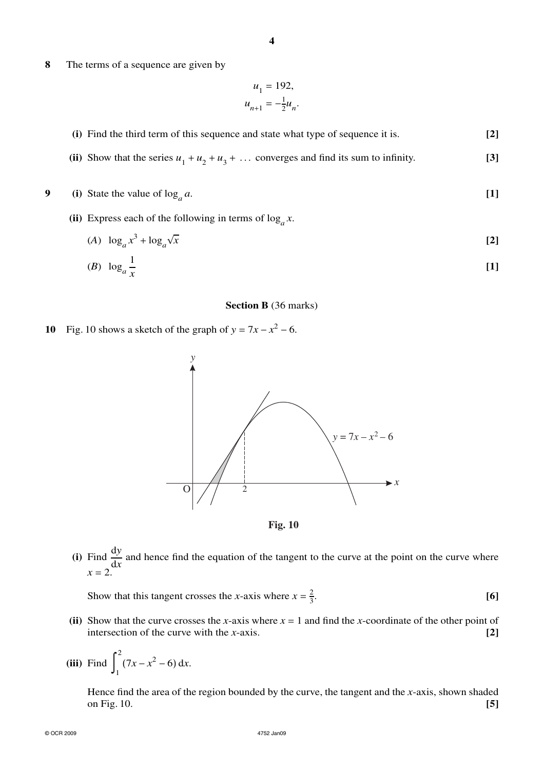**8** The terms of a sequence are given by

$$u_1 = 192,$$
$$u_{n+1} = -\tfrac{1}{2}u_n.$$

**(i)** Find the third term of this sequence and state what type of sequence it is. **[2]**

**(ii)** Show that the series $u_1 + u_2 + u_3 + \ldots$ converges and find its sum to infinity. **[3]**

**9** **(i)** State the value of $\log_a a$. **[1]**

**(ii)** Express each of the following in terms of $\log_a x$.

(*A*) $\log_a x^3 + \log_a \sqrt{x}$ **[2]**

(*B*) $\log_a \dfrac{1}{x}$ **[1]**

## Section B (36 marks)

**10** Fig. 10 shows a sketch of the graph of $y = 7x - x^2 - 6$.

**Fig. 10**

**(i)** Find $\dfrac{dy}{dx}$ and hence find the equation of the tangent to the curve at the point on the curve where $x = 2$.

Show that this tangent crosses the $x$-axis where $x = \frac{2}{3}$. **[6]**

**(ii)** Show that the curve crosses the $x$-axis where $x = 1$ and find the $x$-coordinate of the other point of intersection of the curve with the $x$-axis. **[2]**

**(iii)** Find $\displaystyle\int_1^2 (7x - x^2 - 6)\,dx$.

Hence find the area of the region bounded by the curve, the tangent and the $x$-axis, shown shaded on Fig. 10. **[5]**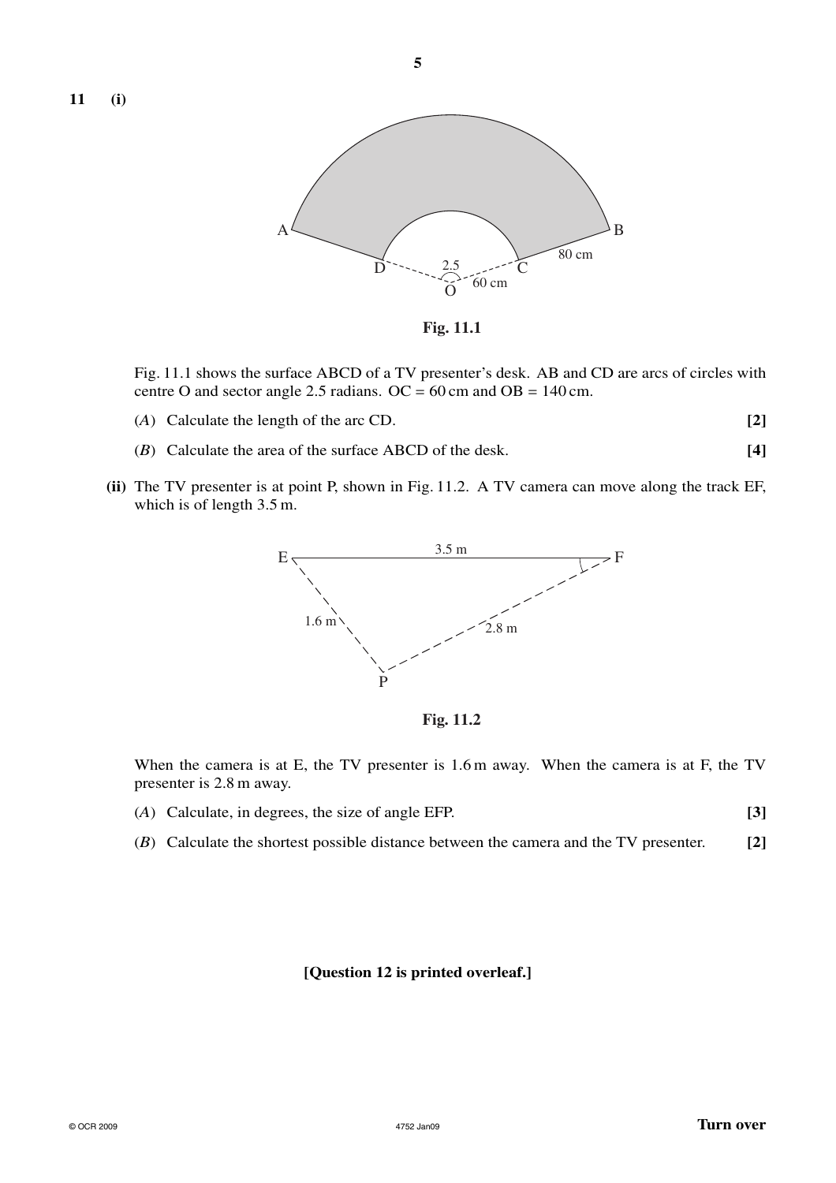**11** **(i)**

**Fig. 11.1**

Fig. 11.1 shows the surface ABCD of a TV presenter's desk. AB and CD are arcs of circles with centre O and sector angle 2.5 radians. OC = 60 cm and OB = 140 cm.

(*A*) Calculate the length of the arc CD. **[2]**

(*B*) Calculate the area of the surface ABCD of the desk. **[4]**

**(ii)** The TV presenter is at point P, shown in Fig. 11.2. A TV camera can move along the track EF, which is of length 3.5 m.

**Fig. 11.2**

When the camera is at E, the TV presenter is 1.6 m away. When the camera is at F, the TV presenter is 2.8 m away.

(*A*) Calculate, in degrees, the size of angle EFP. **[3]**

(*B*) Calculate the shortest possible distance between the camera and the TV presenter. **[2]**

**[Question 12 is printed overleaf.]**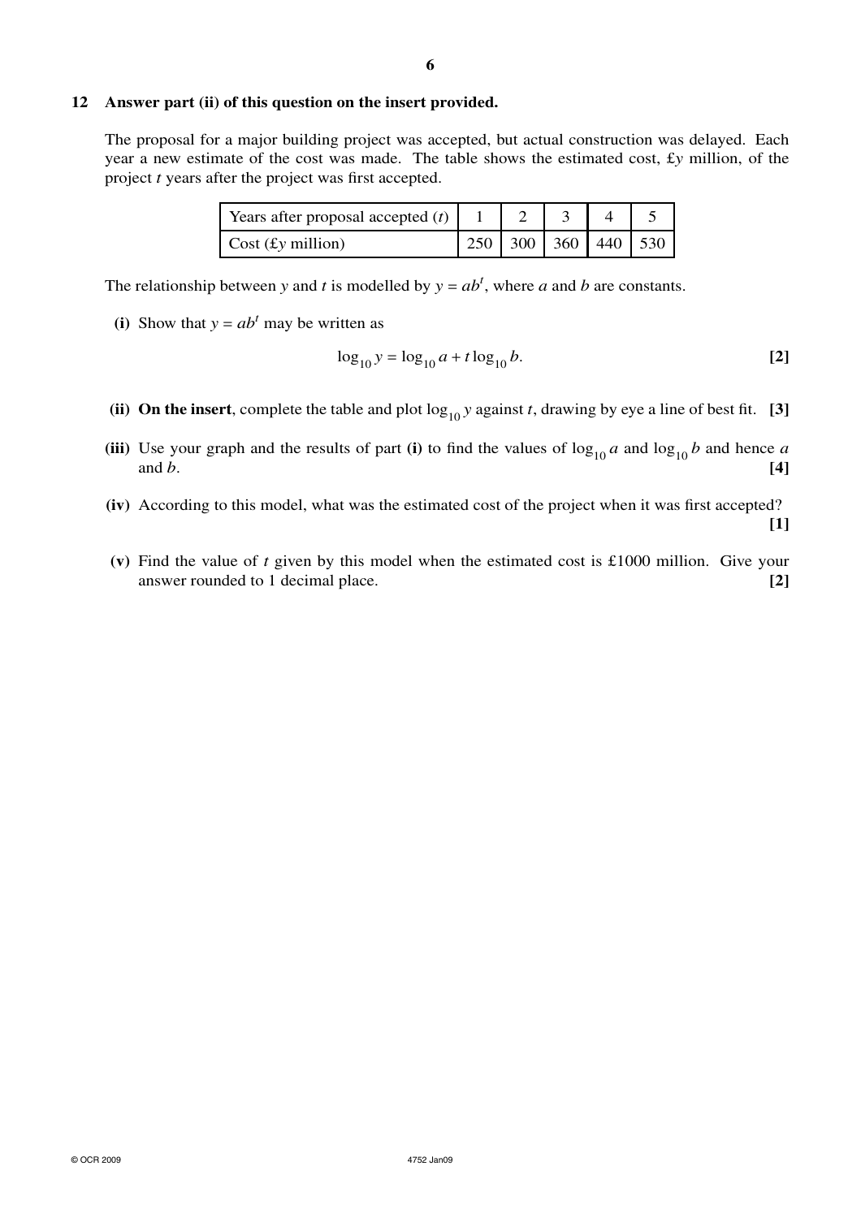**12 Answer part (ii) of this question on the insert provided.**

The proposal for a major building project was accepted, but actual construction was delayed. Each year a new estimate of the cost was made. The table shows the estimated cost, £$y$ million, of the project $t$ years after the project was first accepted.

| Years after proposal accepted ($t$) | 1 | 2 | 3 | 4 | 5 |
|---|---|---|---|---|---|
| Cost (£$y$ million) | 250 | 300 | 360 | 440 | 530 |

The relationship between $y$ and $t$ is modelled by $y = ab^t$, where $a$ and $b$ are constants.

**(i)** Show that $y = ab^t$ may be written as

$$\log_{10} y = \log_{10} a + t \log_{10} b. \qquad [2]$$

**(ii)** **On the insert**, complete the table and plot $\log_{10} y$ against $t$, drawing by eye a line of best fit. **[3]**

**(iii)** Use your graph and the results of part **(i)** to find the values of $\log_{10} a$ and $\log_{10} b$ and hence $a$ and $b$. **[4]**

**(iv)** According to this model, what was the estimated cost of the project when it was first accepted? **[1]**

**(v)** Find the value of $t$ given by this model when the estimated cost is £1000 million. Give your answer rounded to 1 decimal place. **[2]**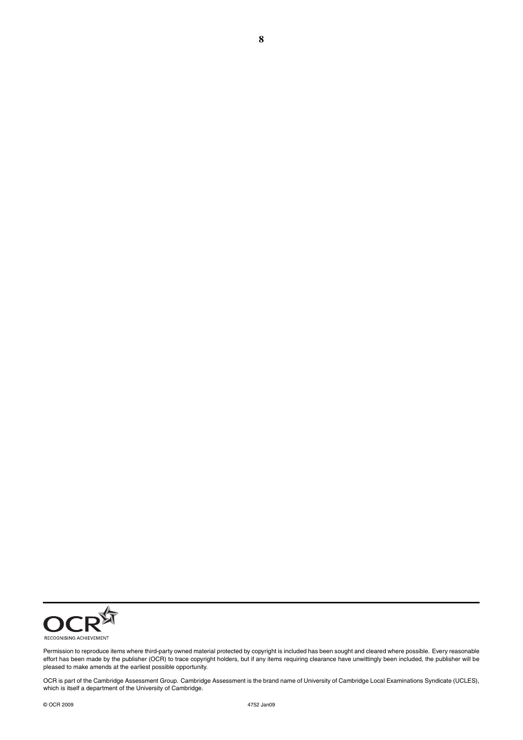RECOGNISING ACHIEVEMENT

Permission to reproduce items where third-party owned material protected by copyright is included has been sought and cleared where possible. Every reasonable effort has been made by the publisher (OCR) to trace copyright holders, but if any items requiring clearance have unwittingly been included, the publisher will be pleased to make amends at the earliest possible opportunity.

OCR is part of the Cambridge Assessment Group. Cambridge Assessment is the brand name of University of Cambridge Local Examinations Syndicate (UCLES), which is itself a department of the University of Cambridge.

© OCR 2009 4752 Jan09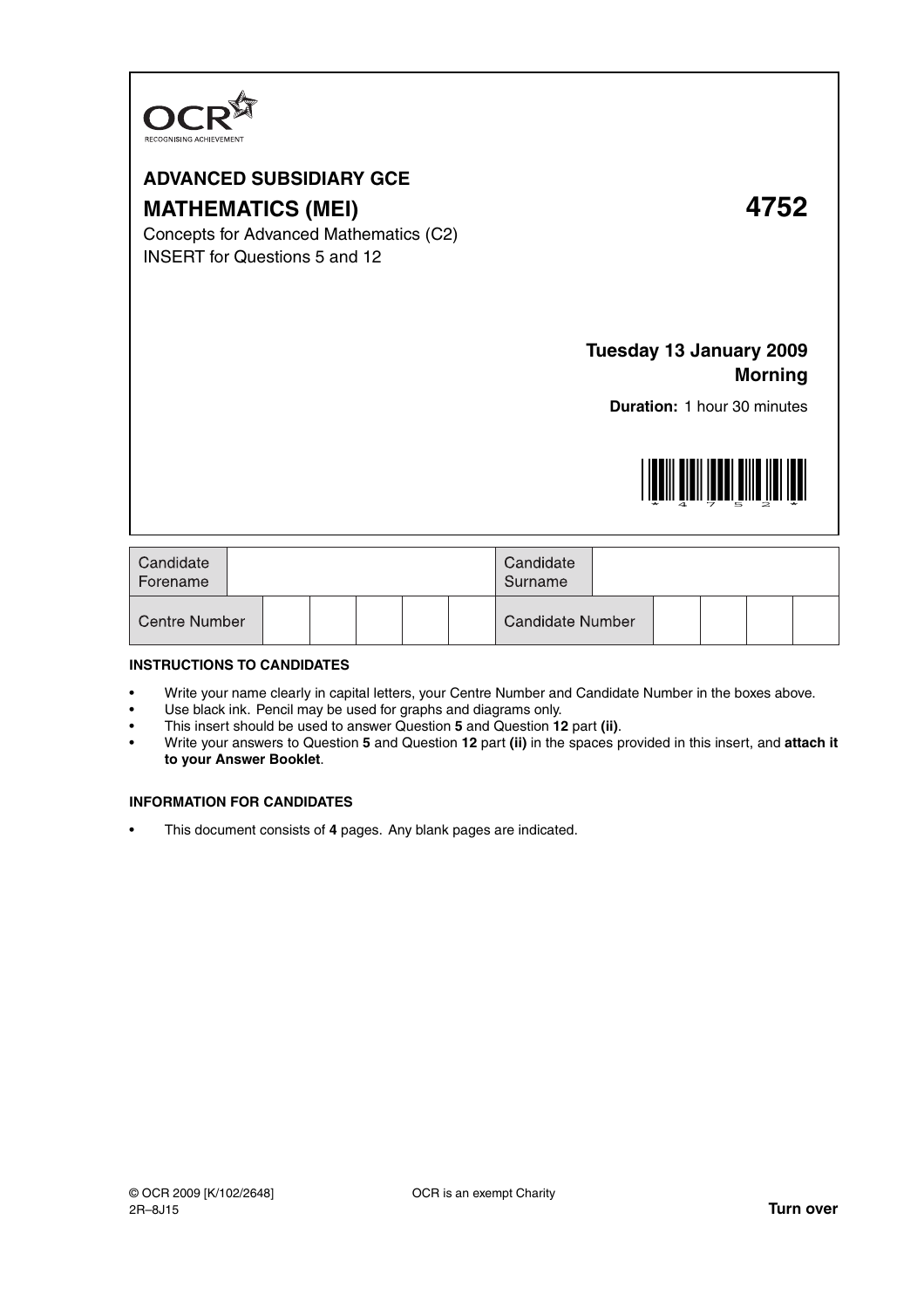# ADVANCED SUBSIDIARY GCE

# MATHEMATICS (MEI) 4752

Concepts for Advanced Mathematics (C2)

INSERT for Questions 5 and 12

**Tuesday 13 January 2009**
**Morning**

**Duration:** 1 hour 30 minutes

| Candidate Forename | | Candidate Surname | |
|---|---|---|---|
| Centre Number | | Candidate Number | |

## INSTRUCTIONS TO CANDIDATES

- Write your name clearly in capital letters, your Centre Number and Candidate Number in the boxes above.
- Use black ink. Pencil may be used for graphs and diagrams only.
- This insert should be used to answer Question **5** and Question **12** part **(ii)**.
- Write your answers to Question **5** and Question **12** part **(ii)** in the spaces provided in this insert, and **attach it to your Answer Booklet**.

## INFORMATION FOR CANDIDATES

- This document consists of **4** pages. Any blank pages are indicated.

© OCR 2009 [K/102/2648] OCR is an exempt Charity

2R–8J15 **Turn over**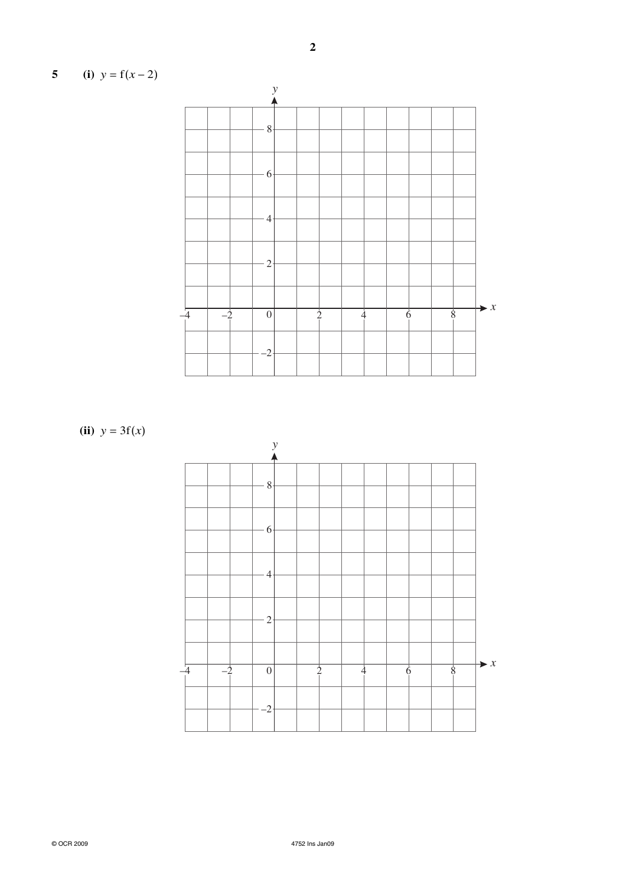**5** **(i)** $y = \mathrm{f}(x - 2)$

**(ii)** $y = 3\mathrm{f}(x)$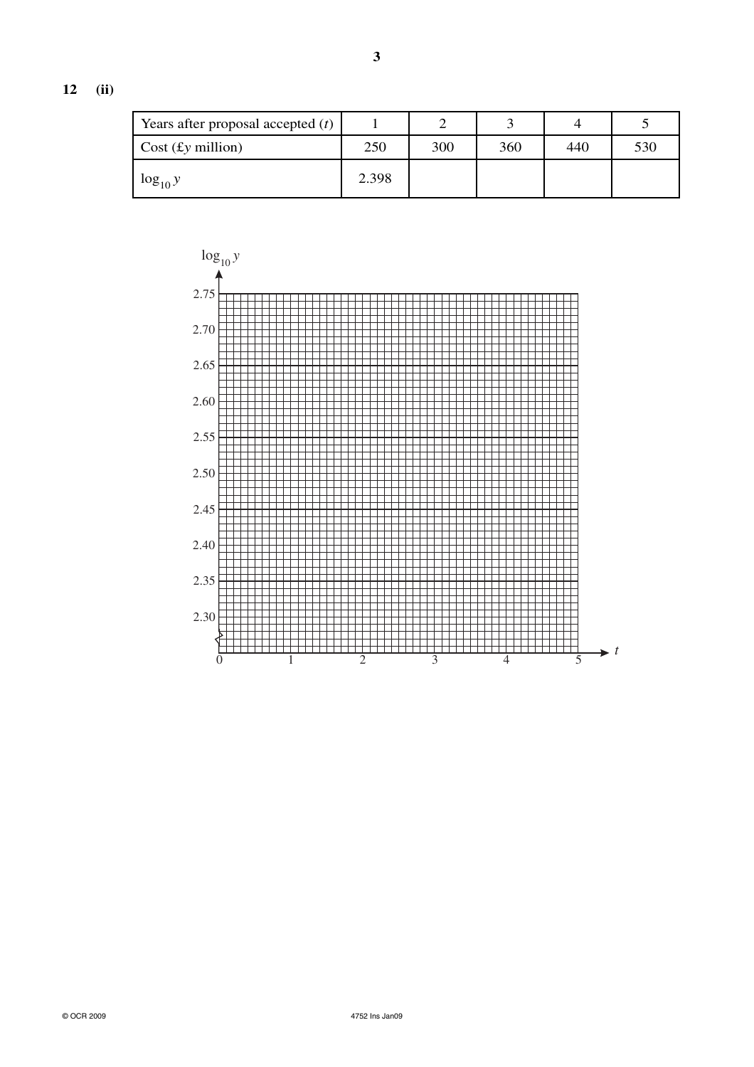**12 (ii)**

| Years after proposal accepted ($t$) | 1 | 2 | 3 | 4 | 5 |
|---|---|---|---|---|---|
| Cost (£$y$ million) | 250 | 300 | 360 | 440 | 530 |
| $\log_{10} y$ | 2.398 | | | | |

$\log_{10} y$

2.75

2.70

2.65

2.60

2.55

2.50

2.45

2.40

2.35

2.30

0 1 2 3 4 5 $t$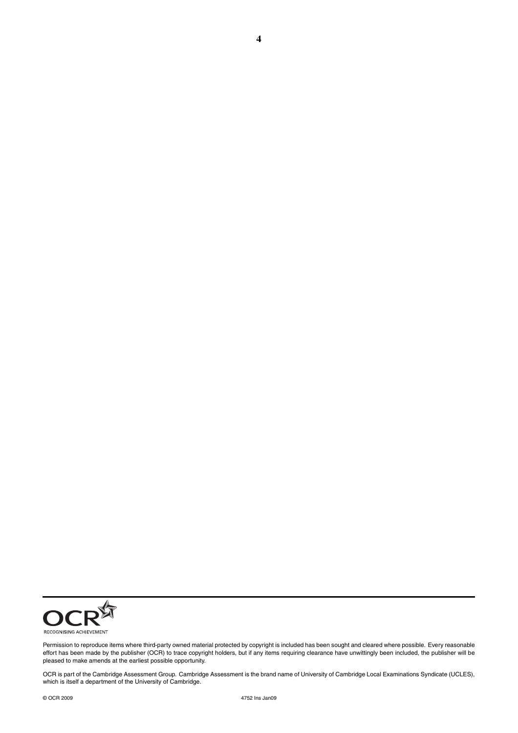Permission to reproduce items where third-party owned material protected by copyright is included has been sought and cleared where possible. Every reasonable effort has been made by the publisher (OCR) to trace copyright holders, but if any items requiring clearance have unwittingly been included, the publisher will be pleased to make amends at the earliest possible opportunity.

OCR is part of the Cambridge Assessment Group. Cambridge Assessment is the brand name of University of Cambridge Local Examinations Syndicate (UCLES), which is itself a department of the University of Cambridge.